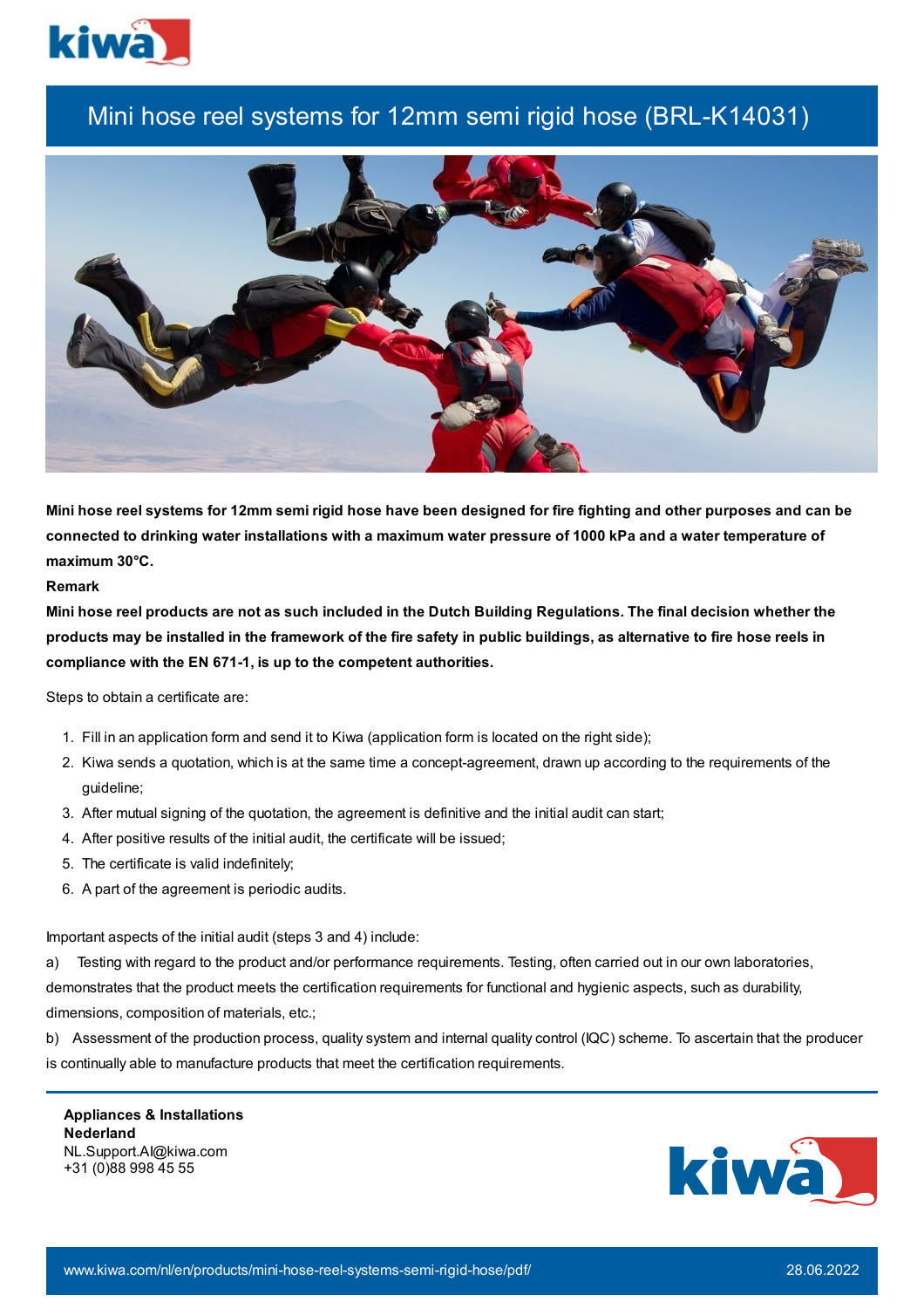# Mini hose reel systems for 12mm semi rigid hose (BRL-K14031)

**Mini hose reel systems for 12mm semi rigid hose have been designed for fire fighting and other purposes and can be connected to drinking water installations with a maximum water pressure of 1000 kPa and a water temperature of maximum 30°C.**

**Remark**

**Mini hose reel products are not as such included in the Dutch Building Regulations. The final decision whether the products may be installed in the framework of the fire safety in public buildings, as alternative to fire hose reels in compliance with the EN 671-1, is up to the competent authorities.**

Steps to obtain a certificate are:

1. Fill in an application form and send it to Kiwa (application form is located on the right side);
2. Kiwa sends a quotation, which is at the same time a concept-agreement, drawn up according to the requirements of the guideline;
3. After mutual signing of the quotation, the agreement is definitive and the initial audit can start;
4. After positive results of the initial audit, the certificate will be issued;
5. The certificate is valid indefinitely;
6. A part of the agreement is periodic audits.

Important aspects of the initial audit (steps 3 and 4) include:

a) Testing with regard to the product and/or performance requirements. Testing, often carried out in our own laboratories, demonstrates that the product meets the certification requirements for functional and hygienic aspects, such as durability, dimensions, composition of materials, etc.;

b) Assessment of the production process, quality system and internal quality control (IQC) scheme. To ascertain that the producer is continually able to manufacture products that meet the certification requirements.

**Appliances & Installations**
**Nederland**
NL.Support.AI@kiwa.com
+31 (0)88 998 45 55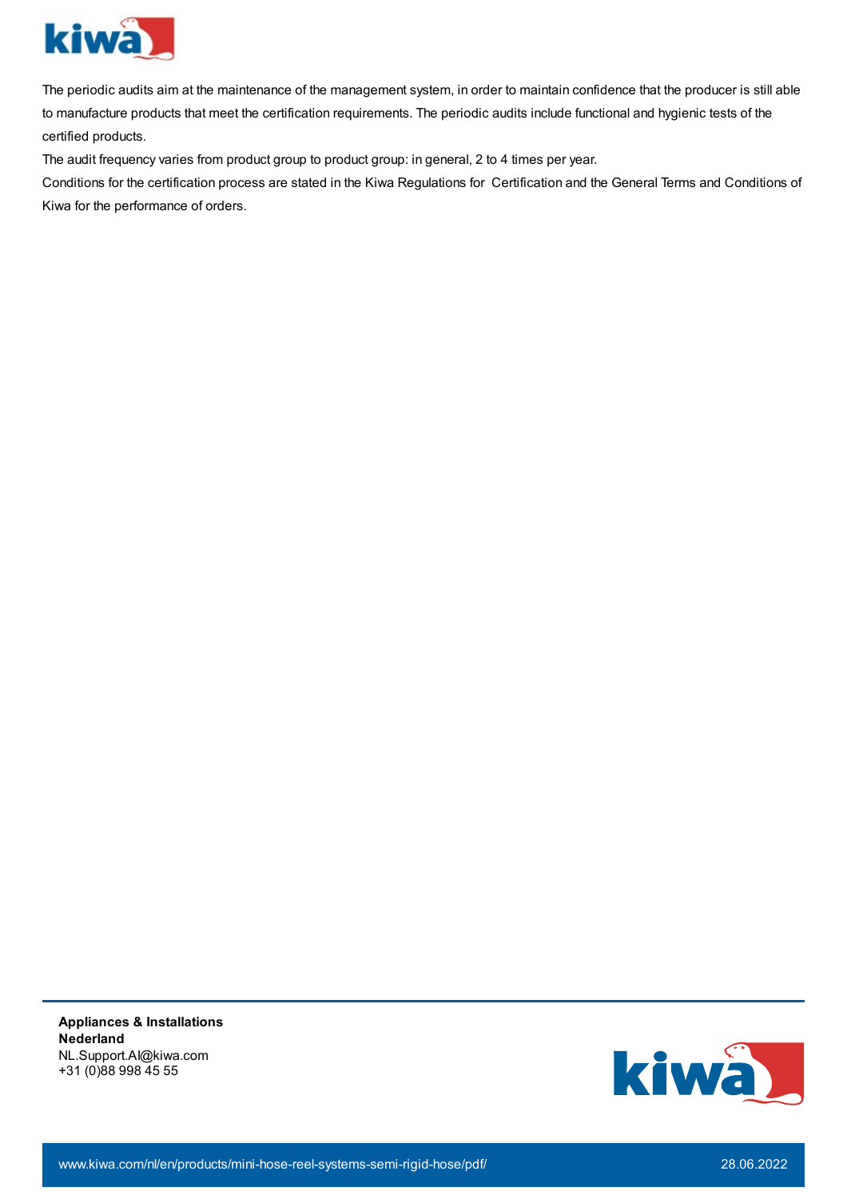The periodic audits aim at the maintenance of the management system, in order to maintain confidence that the producer is still able to manufacture products that meet the certification requirements. The periodic audits include functional and hygienic tests of the certified products.

The audit frequency varies from product group to product group: in general, 2 to 4 times per year.

Conditions for the certification process are stated in the Kiwa Regulations for Certification and the General Terms and Conditions of Kiwa for the performance of orders.

**Appliances & Installations**
**Nederland**
NL.Support.AI@kiwa.com
+31 (0)88 998 45 55

www.kiwa.com/nl/en/products/mini-hose-reel-systems-semi-rigid-hose/pdf/ 28.06.2022